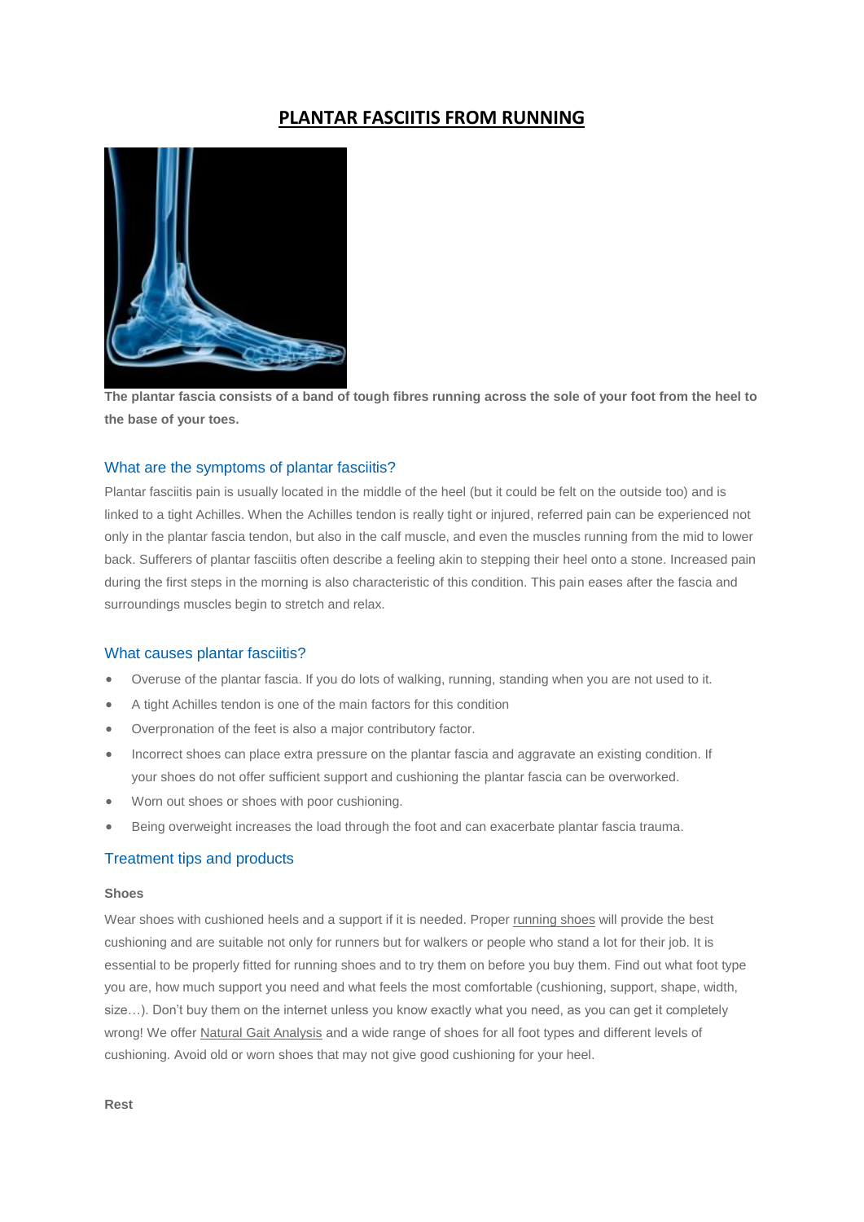# PLANTAR FASCIITIS FROM RUNNING

**The plantar fascia consists of a band of tough fibres running across the sole of your foot from the heel to the base of your toes.**

## What are the symptoms of plantar fasciitis?

Plantar fasciitis pain is usually located in the middle of the heel (but it could be felt on the outside too) and is linked to a tight Achilles. When the Achilles tendon is really tight or injured, referred pain can be experienced not only in the plantar fascia tendon, but also in the calf muscle, and even the muscles running from the mid to lower back. Sufferers of plantar fasciitis often describe a feeling akin to stepping their heel onto a stone. Increased pain during the first steps in the morning is also characteristic of this condition. This pain eases after the fascia and surroundings muscles begin to stretch and relax.

## What causes plantar fasciitis?

- Overuse of the plantar fascia. If you do lots of walking, running, standing when you are not used to it.
- A tight Achilles tendon is one of the main factors for this condition
- Overpronation of the feet is also a major contributory factor.
- Incorrect shoes can place extra pressure on the plantar fascia and aggravate an existing condition. If your shoes do not offer sufficient support and cushioning the plantar fascia can be overworked.
- Worn out shoes or shoes with poor cushioning.
- Being overweight increases the load through the foot and can exacerbate plantar fascia trauma.

## Treatment tips and products

### Shoes

Wear shoes with cushioned heels and a support if it is needed. Proper running shoes will provide the best cushioning and are suitable not only for runners but for walkers or people who stand a lot for their job. It is essential to be properly fitted for running shoes and to try them on before you buy them. Find out what foot type you are, how much support you need and what feels the most comfortable (cushioning, support, shape, width, size…). Don't buy them on the internet unless you know exactly what you need, as you can get it completely wrong! We offer Natural Gait Analysis and a wide range of shoes for all foot types and different levels of cushioning. Avoid old or worn shoes that may not give good cushioning for your heel.

### Rest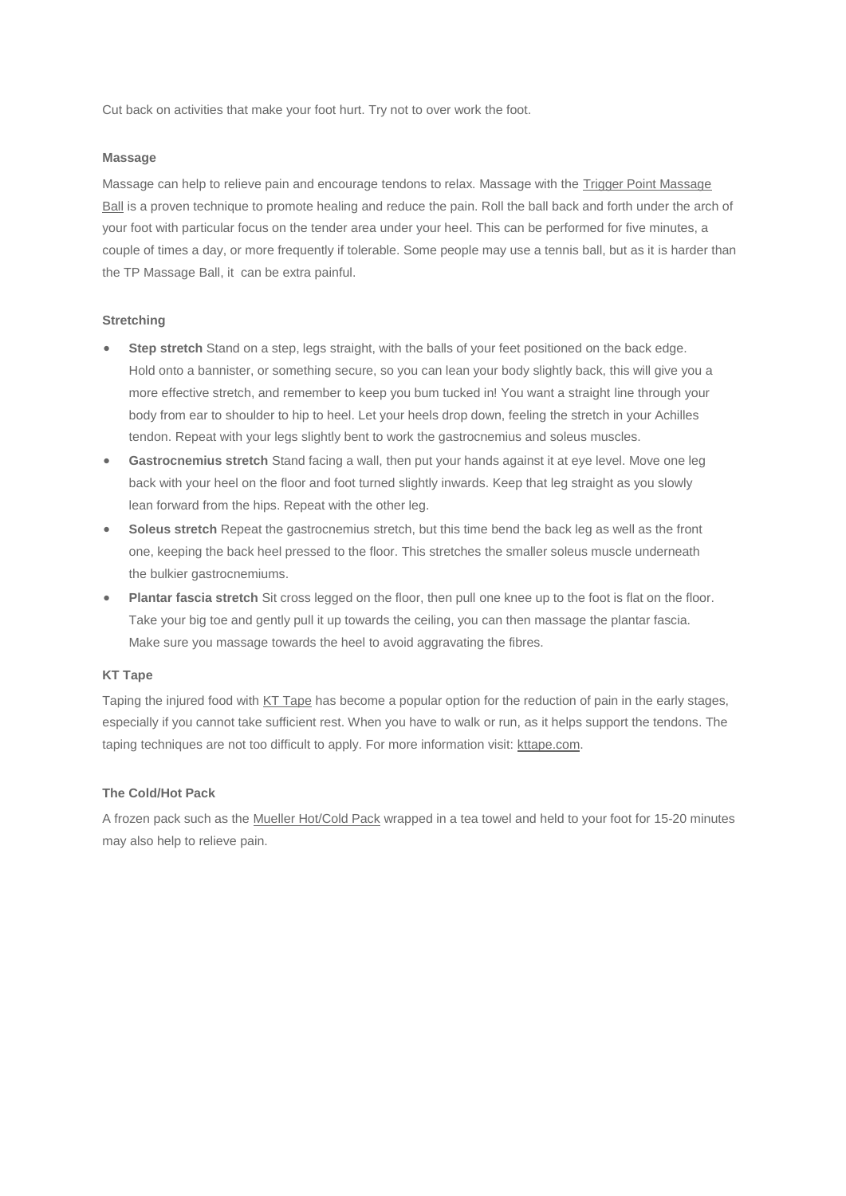Cut back on activities that make your foot hurt. Try not to over work the foot.

### Massage

Massage can help to relieve pain and encourage tendons to relax. Massage with the Trigger Point Massage Ball is a proven technique to promote healing and reduce the pain. Roll the ball back and forth under the arch of your foot with particular focus on the tender area under your heel. This can be performed for five minutes, a couple of times a day, or more frequently if tolerable. Some people may use a tennis ball, but as it is harder than the TP Massage Ball, it  can be extra painful.

### Stretching

- **Step stretch** Stand on a step, legs straight, with the balls of your feet positioned on the back edge. Hold onto a bannister, or something secure, so you can lean your body slightly back, this will give you a more effective stretch, and remember to keep you bum tucked in! You want a straight line through your body from ear to shoulder to hip to heel. Let your heels drop down, feeling the stretch in your Achilles tendon. Repeat with your legs slightly bent to work the gastrocnemius and soleus muscles.
- **Gastrocnemius stretch** Stand facing a wall, then put your hands against it at eye level. Move one leg back with your heel on the floor and foot turned slightly inwards. Keep that leg straight as you slowly lean forward from the hips. Repeat with the other leg.
- **Soleus stretch** Repeat the gastrocnemius stretch, but this time bend the back leg as well as the front one, keeping the back heel pressed to the floor. This stretches the smaller soleus muscle underneath the bulkier gastrocnemiums.
- **Plantar fascia stretch** Sit cross legged on the floor, then pull one knee up to the foot is flat on the floor. Take your big toe and gently pull it up towards the ceiling, you can then massage the plantar fascia. Make sure you massage towards the heel to avoid aggravating the fibres.

### KT Tape

Taping the injured food with KT Tape has become a popular option for the reduction of pain in the early stages, especially if you cannot take sufficient rest. When you have to walk or run, as it helps support the tendons. The taping techniques are not too difficult to apply. For more information visit: kttape.com.

### The Cold/Hot Pack

A frozen pack such as the Mueller Hot/Cold Pack wrapped in a tea towel and held to your foot for 15-20 minutes may also help to relieve pain.